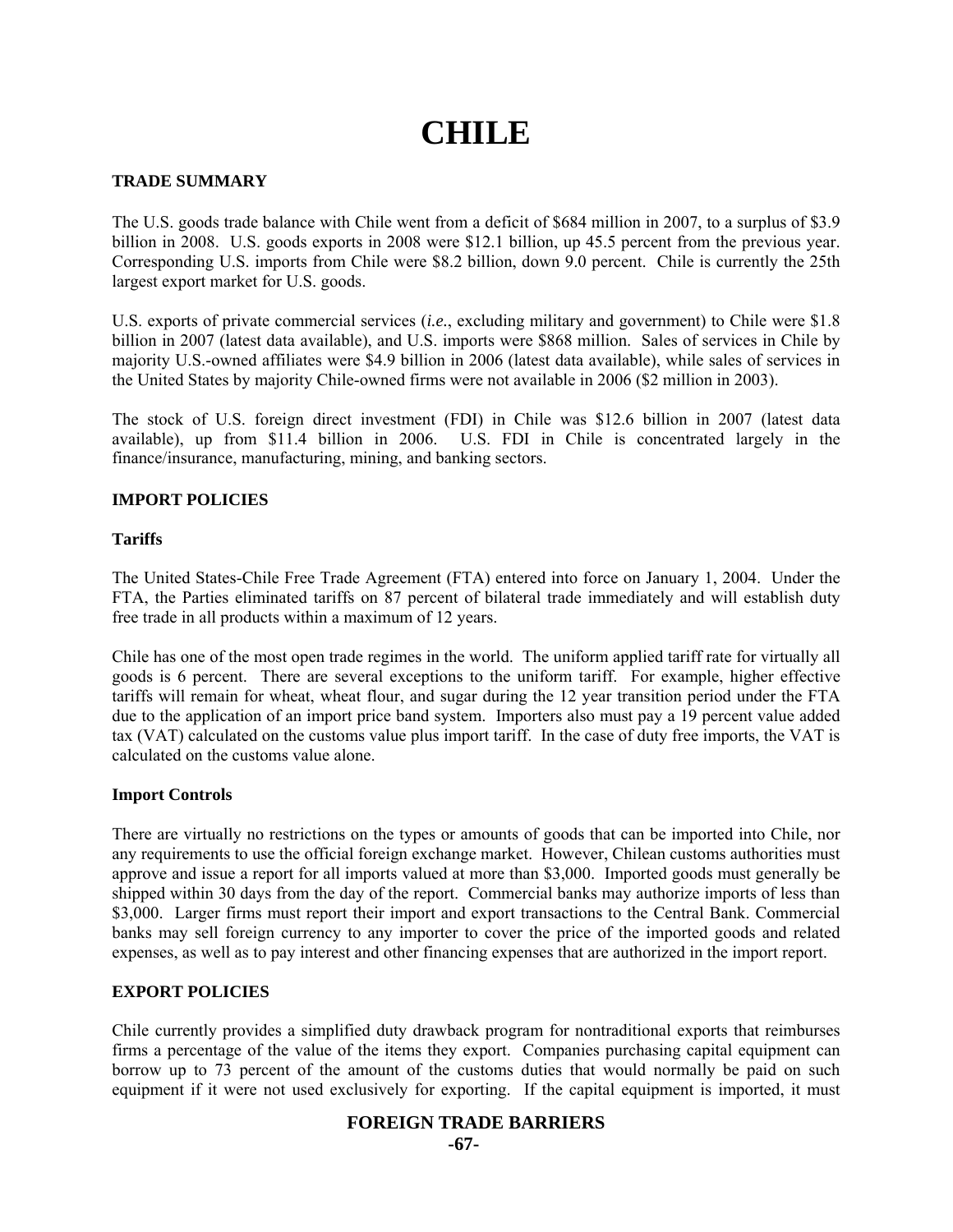# CHILE

## TRADE SUMMARY

The U.S. goods trade balance with Chile went from a deficit of $684 million in 2007, to a surplus of $3.9 billion in 2008. U.S. goods exports in 2008 were $12.1 billion, up 45.5 percent from the previous year. Corresponding U.S. imports from Chile were $8.2 billion, down 9.0 percent. Chile is currently the 25th largest export market for U.S. goods.

U.S. exports of private commercial services (*i.e.*, excluding military and government) to Chile were $1.8 billion in 2007 (latest data available), and U.S. imports were $868 million. Sales of services in Chile by majority U.S.-owned affiliates were $4.9 billion in 2006 (latest data available), while sales of services in the United States by majority Chile-owned firms were not available in 2006 ($2 million in 2003).

The stock of U.S. foreign direct investment (FDI) in Chile was $12.6 billion in 2007 (latest data available), up from $11.4 billion in 2006. U.S. FDI in Chile is concentrated largely in the finance/insurance, manufacturing, mining, and banking sectors.

## IMPORT POLICIES

### Tariffs

The United States-Chile Free Trade Agreement (FTA) entered into force on January 1, 2004. Under the FTA, the Parties eliminated tariffs on 87 percent of bilateral trade immediately and will establish duty free trade in all products within a maximum of 12 years.

Chile has one of the most open trade regimes in the world. The uniform applied tariff rate for virtually all goods is 6 percent. There are several exceptions to the uniform tariff. For example, higher effective tariffs will remain for wheat, wheat flour, and sugar during the 12 year transition period under the FTA due to the application of an import price band system. Importers also must pay a 19 percent value added tax (VAT) calculated on the customs value plus import tariff. In the case of duty free imports, the VAT is calculated on the customs value alone.

### Import Controls

There are virtually no restrictions on the types or amounts of goods that can be imported into Chile, nor any requirements to use the official foreign exchange market. However, Chilean customs authorities must approve and issue a report for all imports valued at more than $3,000. Imported goods must generally be shipped within 30 days from the day of the report. Commercial banks may authorize imports of less than $3,000. Larger firms must report their import and export transactions to the Central Bank. Commercial banks may sell foreign currency to any importer to cover the price of the imported goods and related expenses, as well as to pay interest and other financing expenses that are authorized in the import report.

## EXPORT POLICIES

Chile currently provides a simplified duty drawback program for nontraditional exports that reimburses firms a percentage of the value of the items they export. Companies purchasing capital equipment can borrow up to 73 percent of the amount of the customs duties that would normally be paid on such equipment if it were not used exclusively for exporting. If the capital equipment is imported, it must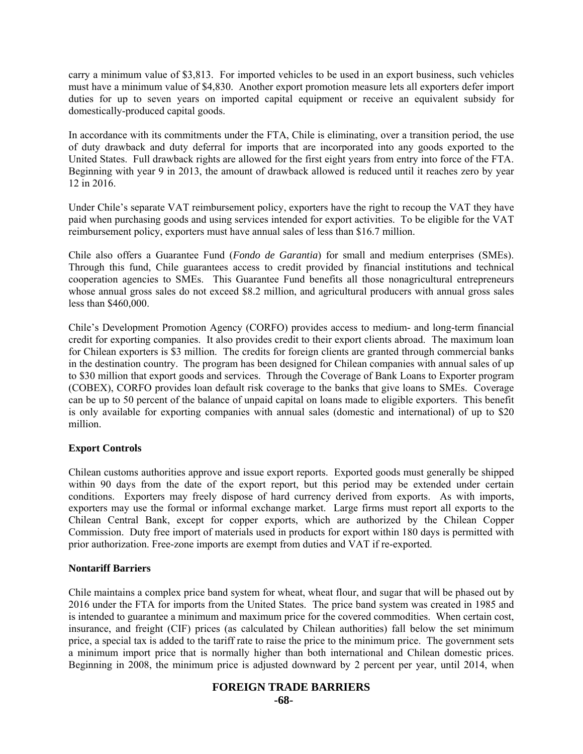carry a minimum value of $3,813. For imported vehicles to be used in an export business, such vehicles must have a minimum value of $4,830. Another export promotion measure lets all exporters defer import duties for up to seven years on imported capital equipment or receive an equivalent subsidy for domestically-produced capital goods.

In accordance with its commitments under the FTA, Chile is eliminating, over a transition period, the use of duty drawback and duty deferral for imports that are incorporated into any goods exported to the United States. Full drawback rights are allowed for the first eight years from entry into force of the FTA. Beginning with year 9 in 2013, the amount of drawback allowed is reduced until it reaches zero by year 12 in 2016.

Under Chile's separate VAT reimbursement policy, exporters have the right to recoup the VAT they have paid when purchasing goods and using services intended for export activities. To be eligible for the VAT reimbursement policy, exporters must have annual sales of less than $16.7 million.

Chile also offers a Guarantee Fund (*Fondo de Garantia*) for small and medium enterprises (SMEs). Through this fund, Chile guarantees access to credit provided by financial institutions and technical cooperation agencies to SMEs. This Guarantee Fund benefits all those nonagricultural entrepreneurs whose annual gross sales do not exceed $8.2 million, and agricultural producers with annual gross sales less than $460,000.

Chile's Development Promotion Agency (CORFO) provides access to medium- and long-term financial credit for exporting companies. It also provides credit to their export clients abroad. The maximum loan for Chilean exporters is $3 million. The credits for foreign clients are granted through commercial banks in the destination country. The program has been designed for Chilean companies with annual sales of up to $30 million that export goods and services. Through the Coverage of Bank Loans to Exporter program (COBEX), CORFO provides loan default risk coverage to the banks that give loans to SMEs. Coverage can be up to 50 percent of the balance of unpaid capital on loans made to eligible exporters. This benefit is only available for exporting companies with annual sales (domestic and international) of up to $20 million.

**Export Controls**

Chilean customs authorities approve and issue export reports. Exported goods must generally be shipped within 90 days from the date of the export report, but this period may be extended under certain conditions. Exporters may freely dispose of hard currency derived from exports. As with imports, exporters may use the formal or informal exchange market. Large firms must report all exports to the Chilean Central Bank, except for copper exports, which are authorized by the Chilean Copper Commission. Duty free import of materials used in products for export within 180 days is permitted with prior authorization. Free-zone imports are exempt from duties and VAT if re-exported.

**Nontariff Barriers**

Chile maintains a complex price band system for wheat, wheat flour, and sugar that will be phased out by 2016 under the FTA for imports from the United States. The price band system was created in 1985 and is intended to guarantee a minimum and maximum price for the covered commodities. When certain cost, insurance, and freight (CIF) prices (as calculated by Chilean authorities) fall below the set minimum price, a special tax is added to the tariff rate to raise the price to the minimum price. The government sets a minimum import price that is normally higher than both international and Chilean domestic prices. Beginning in 2008, the minimum price is adjusted downward by 2 percent per year, until 2014, when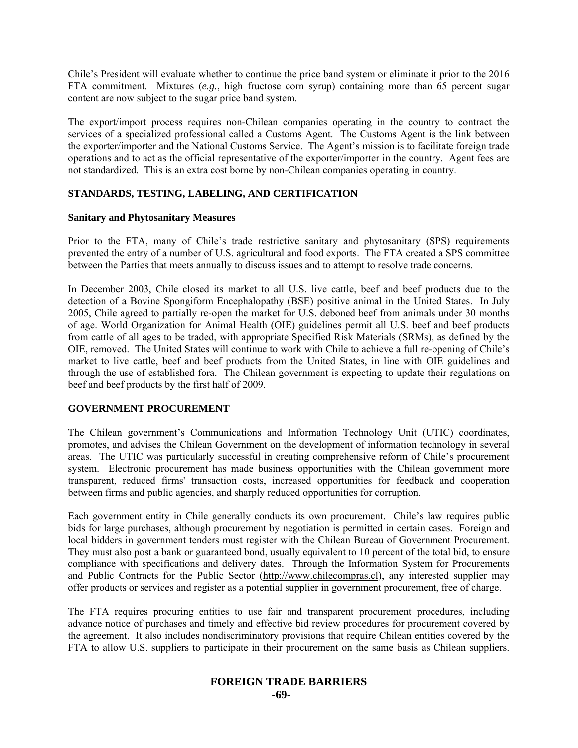Chile's President will evaluate whether to continue the price band system or eliminate it prior to the 2016 FTA commitment. Mixtures (*e.g.*, high fructose corn syrup) containing more than 65 percent sugar content are now subject to the sugar price band system.

The export/import process requires non-Chilean companies operating in the country to contract the services of a specialized professional called a Customs Agent. The Customs Agent is the link between the exporter/importer and the National Customs Service. The Agent's mission is to facilitate foreign trade operations and to act as the official representative of the exporter/importer in the country. Agent fees are not standardized. This is an extra cost borne by non-Chilean companies operating in country.

## STANDARDS, TESTING, LABELING, AND CERTIFICATION

### Sanitary and Phytosanitary Measures

Prior to the FTA, many of Chile's trade restrictive sanitary and phytosanitary (SPS) requirements prevented the entry of a number of U.S. agricultural and food exports. The FTA created a SPS committee between the Parties that meets annually to discuss issues and to attempt to resolve trade concerns.

In December 2003, Chile closed its market to all U.S. live cattle, beef and beef products due to the detection of a Bovine Spongiform Encephalopathy (BSE) positive animal in the United States. In July 2005, Chile agreed to partially re-open the market for U.S. deboned beef from animals under 30 months of age. World Organization for Animal Health (OIE) guidelines permit all U.S. beef and beef products from cattle of all ages to be traded, with appropriate Specified Risk Materials (SRMs), as defined by the OIE, removed. The United States will continue to work with Chile to achieve a full re-opening of Chile's market to live cattle, beef and beef products from the United States, in line with OIE guidelines and through the use of established fora. The Chilean government is expecting to update their regulations on beef and beef products by the first half of 2009.

## GOVERNMENT PROCUREMENT

The Chilean government's Communications and Information Technology Unit (UTIC) coordinates, promotes, and advises the Chilean Government on the development of information technology in several areas. The UTIC was particularly successful in creating comprehensive reform of Chile's procurement system. Electronic procurement has made business opportunities with the Chilean government more transparent, reduced firms' transaction costs, increased opportunities for feedback and cooperation between firms and public agencies, and sharply reduced opportunities for corruption.

Each government entity in Chile generally conducts its own procurement. Chile's law requires public bids for large purchases, although procurement by negotiation is permitted in certain cases. Foreign and local bidders in government tenders must register with the Chilean Bureau of Government Procurement. They must also post a bank or guaranteed bond, usually equivalent to 10 percent of the total bid, to ensure compliance with specifications and delivery dates. Through the Information System for Procurements and Public Contracts for the Public Sector (http://www.chilecompras.cl), any interested supplier may offer products or services and register as a potential supplier in government procurement, free of charge.

The FTA requires procuring entities to use fair and transparent procurement procedures, including advance notice of purchases and timely and effective bid review procedures for procurement covered by the agreement. It also includes nondiscriminatory provisions that require Chilean entities covered by the FTA to allow U.S. suppliers to participate in their procurement on the same basis as Chilean suppliers.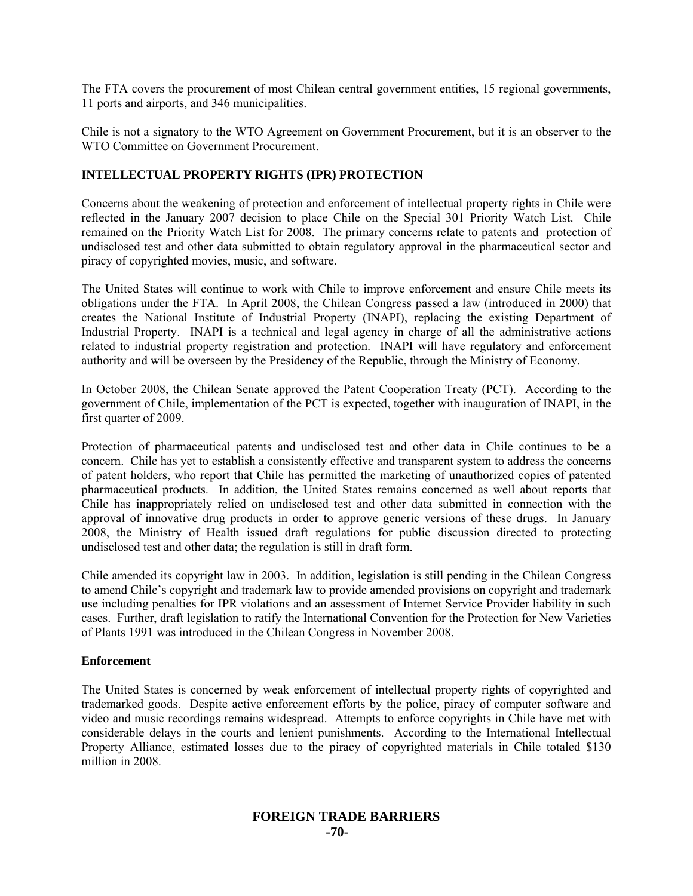The FTA covers the procurement of most Chilean central government entities, 15 regional governments, 11 ports and airports, and 346 municipalities.

Chile is not a signatory to the WTO Agreement on Government Procurement, but it is an observer to the WTO Committee on Government Procurement.

## INTELLECTUAL PROPERTY RIGHTS (IPR) PROTECTION

Concerns about the weakening of protection and enforcement of intellectual property rights in Chile were reflected in the January 2007 decision to place Chile on the Special 301 Priority Watch List. Chile remained on the Priority Watch List for 2008. The primary concerns relate to patents and protection of undisclosed test and other data submitted to obtain regulatory approval in the pharmaceutical sector and piracy of copyrighted movies, music, and software.

The United States will continue to work with Chile to improve enforcement and ensure Chile meets its obligations under the FTA. In April 2008, the Chilean Congress passed a law (introduced in 2000) that creates the National Institute of Industrial Property (INAPI), replacing the existing Department of Industrial Property. INAPI is a technical and legal agency in charge of all the administrative actions related to industrial property registration and protection. INAPI will have regulatory and enforcement authority and will be overseen by the Presidency of the Republic, through the Ministry of Economy.

In October 2008, the Chilean Senate approved the Patent Cooperation Treaty (PCT). According to the government of Chile, implementation of the PCT is expected, together with inauguration of INAPI, in the first quarter of 2009.

Protection of pharmaceutical patents and undisclosed test and other data in Chile continues to be a concern. Chile has yet to establish a consistently effective and transparent system to address the concerns of patent holders, who report that Chile has permitted the marketing of unauthorized copies of patented pharmaceutical products. In addition, the United States remains concerned as well about reports that Chile has inappropriately relied on undisclosed test and other data submitted in connection with the approval of innovative drug products in order to approve generic versions of these drugs. In January 2008, the Ministry of Health issued draft regulations for public discussion directed to protecting undisclosed test and other data; the regulation is still in draft form.

Chile amended its copyright law in 2003. In addition, legislation is still pending in the Chilean Congress to amend Chile's copyright and trademark law to provide amended provisions on copyright and trademark use including penalties for IPR violations and an assessment of Internet Service Provider liability in such cases. Further, draft legislation to ratify the International Convention for the Protection for New Varieties of Plants 1991 was introduced in the Chilean Congress in November 2008.

### Enforcement

The United States is concerned by weak enforcement of intellectual property rights of copyrighted and trademarked goods. Despite active enforcement efforts by the police, piracy of computer software and video and music recordings remains widespread. Attempts to enforce copyrights in Chile have met with considerable delays in the courts and lenient punishments. According to the International Intellectual Property Alliance, estimated losses due to the piracy of copyrighted materials in Chile totaled $130 million in 2008.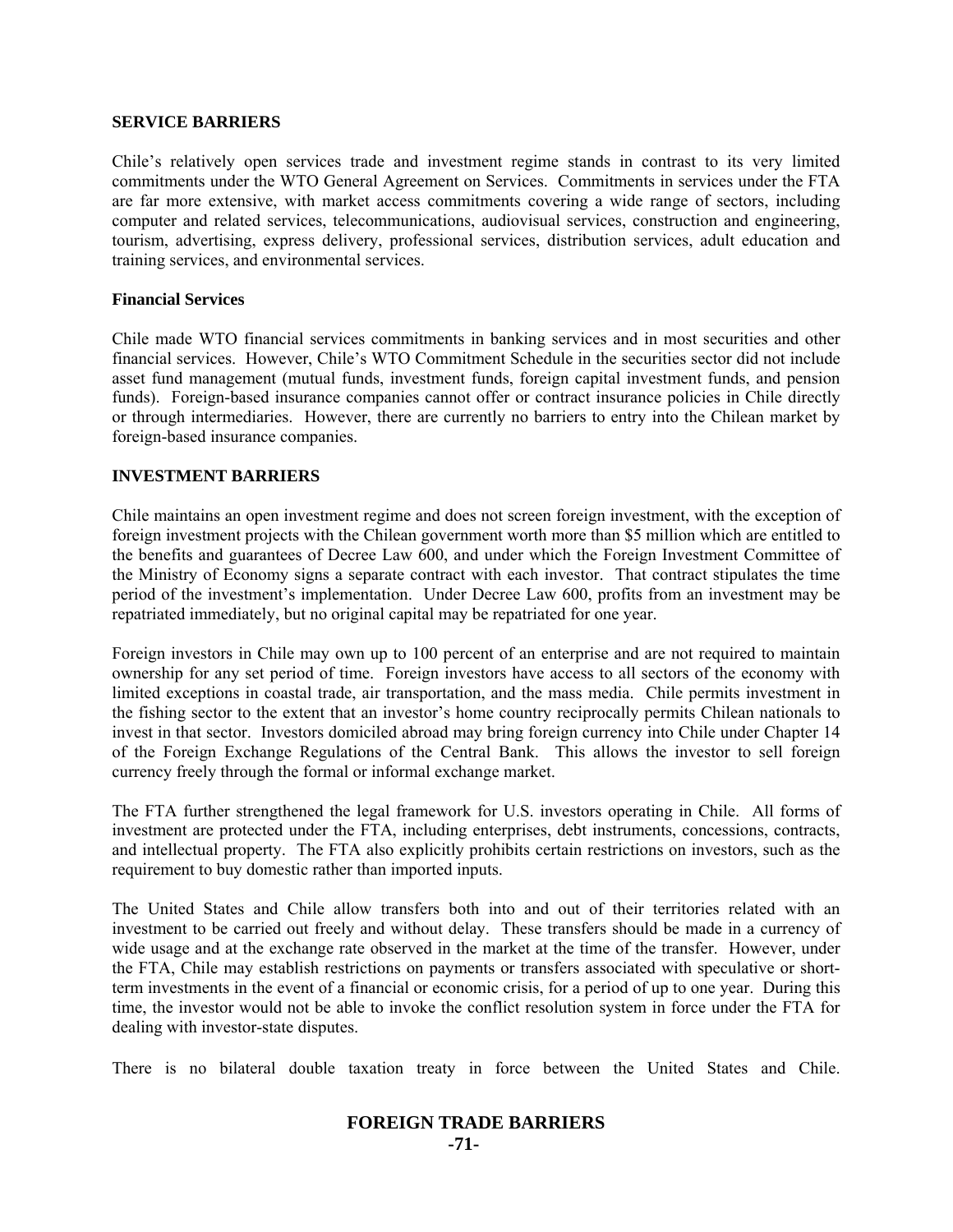## SERVICE BARRIERS

Chile's relatively open services trade and investment regime stands in contrast to its very limited commitments under the WTO General Agreement on Services. Commitments in services under the FTA are far more extensive, with market access commitments covering a wide range of sectors, including computer and related services, telecommunications, audiovisual services, construction and engineering, tourism, advertising, express delivery, professional services, distribution services, adult education and training services, and environmental services.

### Financial Services

Chile made WTO financial services commitments in banking services and in most securities and other financial services. However, Chile's WTO Commitment Schedule in the securities sector did not include asset fund management (mutual funds, investment funds, foreign capital investment funds, and pension funds). Foreign-based insurance companies cannot offer or contract insurance policies in Chile directly or through intermediaries. However, there are currently no barriers to entry into the Chilean market by foreign-based insurance companies.

## INVESTMENT BARRIERS

Chile maintains an open investment regime and does not screen foreign investment, with the exception of foreign investment projects with the Chilean government worth more than $5 million which are entitled to the benefits and guarantees of Decree Law 600, and under which the Foreign Investment Committee of the Ministry of Economy signs a separate contract with each investor. That contract stipulates the time period of the investment's implementation. Under Decree Law 600, profits from an investment may be repatriated immediately, but no original capital may be repatriated for one year.

Foreign investors in Chile may own up to 100 percent of an enterprise and are not required to maintain ownership for any set period of time. Foreign investors have access to all sectors of the economy with limited exceptions in coastal trade, air transportation, and the mass media. Chile permits investment in the fishing sector to the extent that an investor's home country reciprocally permits Chilean nationals to invest in that sector. Investors domiciled abroad may bring foreign currency into Chile under Chapter 14 of the Foreign Exchange Regulations of the Central Bank. This allows the investor to sell foreign currency freely through the formal or informal exchange market.

The FTA further strengthened the legal framework for U.S. investors operating in Chile. All forms of investment are protected under the FTA, including enterprises, debt instruments, concessions, contracts, and intellectual property. The FTA also explicitly prohibits certain restrictions on investors, such as the requirement to buy domestic rather than imported inputs.

The United States and Chile allow transfers both into and out of their territories related with an investment to be carried out freely and without delay. These transfers should be made in a currency of wide usage and at the exchange rate observed in the market at the time of the transfer. However, under the FTA, Chile may establish restrictions on payments or transfers associated with speculative or short-term investments in the event of a financial or economic crisis, for a period of up to one year. During this time, the investor would not be able to invoke the conflict resolution system in force under the FTA for dealing with investor-state disputes.

There is no bilateral double taxation treaty in force between the United States and Chile.